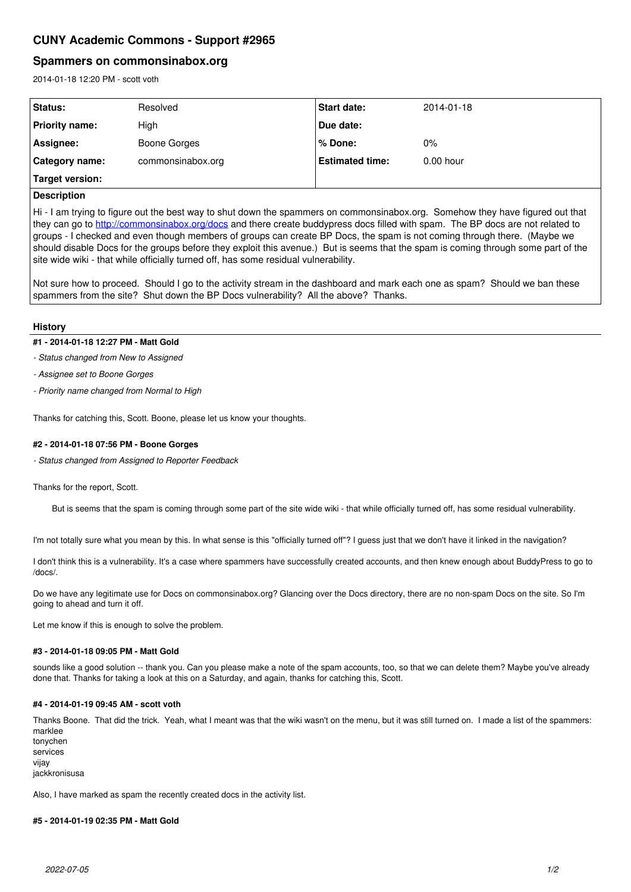# CUNY Academic Commons - Support #2965

## Spammers on commonsinabox.org

2014-01-18 12:20 PM - scott voth

| Status: | Resolved | Start date: | 2014-01-18 |
|---|---|---|---|
| Priority name: | High | Due date: | |
| Assignee: | Boone Gorges | % Done: | 0% |
| Category name: | commonsinabox.org | Estimated time: | 0.00 hour |
| Target version: | | | |

**Description**

Hi - I am trying to figure out the best way to shut down the spammers on commonsinabox.org. Somehow they have figured out that they can go to http://commonsinabox.org/docs and there create buddypress docs filled with spam. The BP docs are not related to groups - I checked and even though members of groups can create BP Docs, the spam is not coming through there. (Maybe we should disable Docs for the groups before they exploit this avenue.) But is seems that the spam is coming through some part of the site wide wiki - that while officially turned off, has some residual vulnerability.

Not sure how to proceed. Should I go to the activity stream in the dashboard and mark each one as spam? Should we ban these spammers from the site? Shut down the BP Docs vulnerability? All the above? Thanks.

### History

#### #1 - 2014-01-18 12:27 PM - Matt Gold

- *Status changed from New to Assigned*
- *Assignee set to Boone Gorges*
- *Priority name changed from Normal to High*

Thanks for catching this, Scott. Boone, please let us know your thoughts.

#### #2 - 2014-01-18 07:56 PM - Boone Gorges

- *Status changed from Assigned to Reporter Feedback*

Thanks for the report, Scott.

> But is seems that the spam is coming through some part of the site wide wiki - that while officially turned off, has some residual vulnerability.

I'm not totally sure what you mean by this. In what sense is this "officially turned off"? I guess just that we don't have it linked in the navigation?

I don't think this is a vulnerability. It's a case where spammers have successfully created accounts, and then knew enough about BuddyPress to go to /docs/.

Do we have any legitimate use for Docs on commonsinabox.org? Glancing over the Docs directory, there are no non-spam Docs on the site. So I'm going to ahead and turn it off.

Let me know if this is enough to solve the problem.

#### #3 - 2014-01-18 09:05 PM - Matt Gold

sounds like a good solution -- thank you. Can you please make a note of the spam accounts, too, so that we can delete them? Maybe you've already done that. Thanks for taking a look at this on a Saturday, and again, thanks for catching this, Scott.

#### #4 - 2014-01-19 09:45 AM - scott voth

Thanks Boone. That did the trick. Yeah, what I meant was that the wiki wasn't on the menu, but it was still turned on. I made a list of the spammers:
marklee
tonychen
services
vijay
jackkronisusa

Also, I have marked as spam the recently created docs in the activity list.

#### #5 - 2014-01-19 02:35 PM - Matt Gold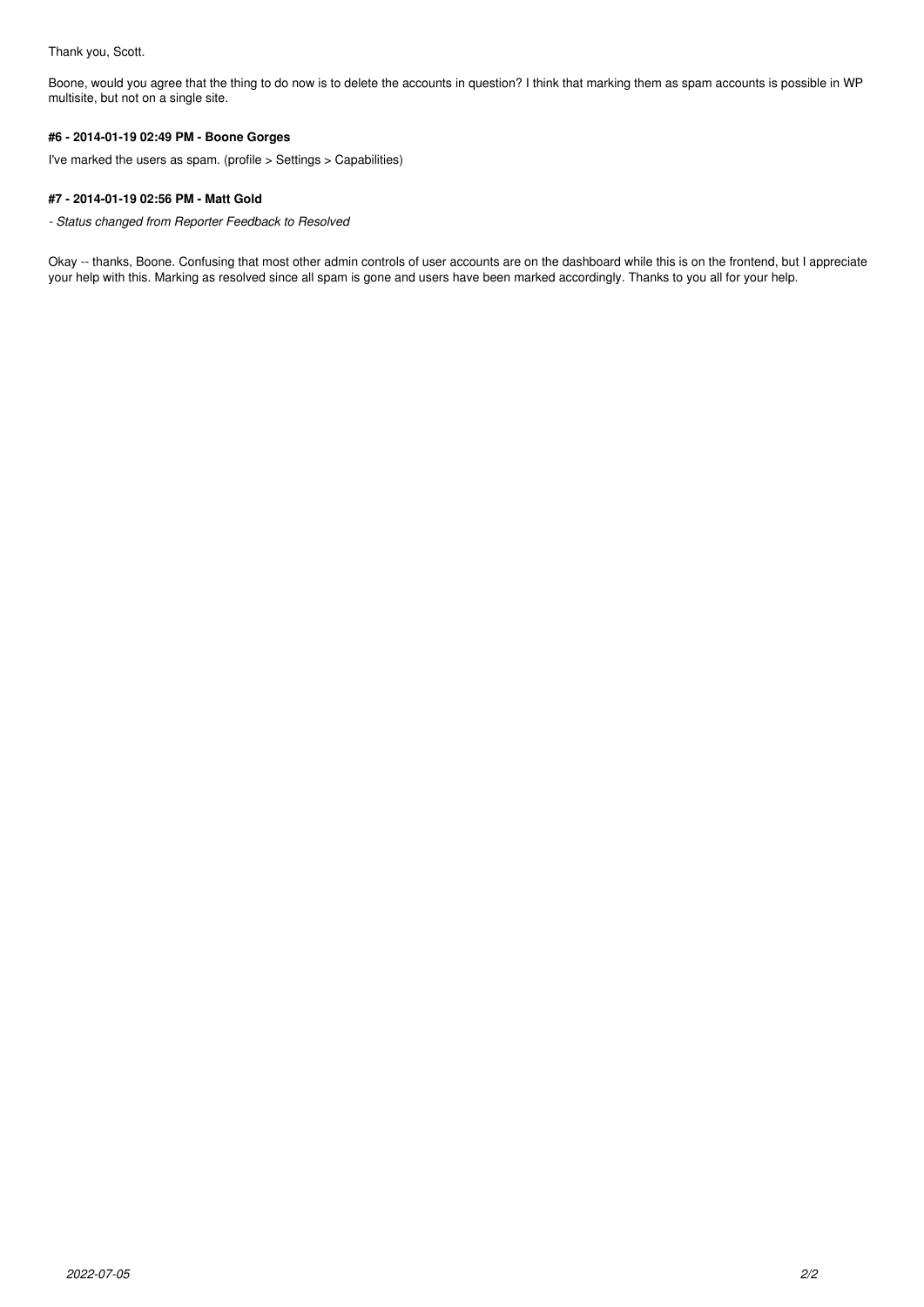Thank you, Scott.

Boone, would you agree that the thing to do now is to delete the accounts in question? I think that marking them as spam accounts is possible in WP multisite, but not on a single site.

#### #6 - 2014-01-19 02:49 PM - Boone Gorges

I've marked the users as spam. (profile > Settings > Capabilities)

#### #7 - 2014-01-19 02:56 PM - Matt Gold

*- Status changed from Reporter Feedback to Resolved*

Okay -- thanks, Boone. Confusing that most other admin controls of user accounts are on the dashboard while this is on the frontend, but I appreciate your help with this. Marking as resolved since all spam is gone and users have been marked accordingly. Thanks to you all for your help.